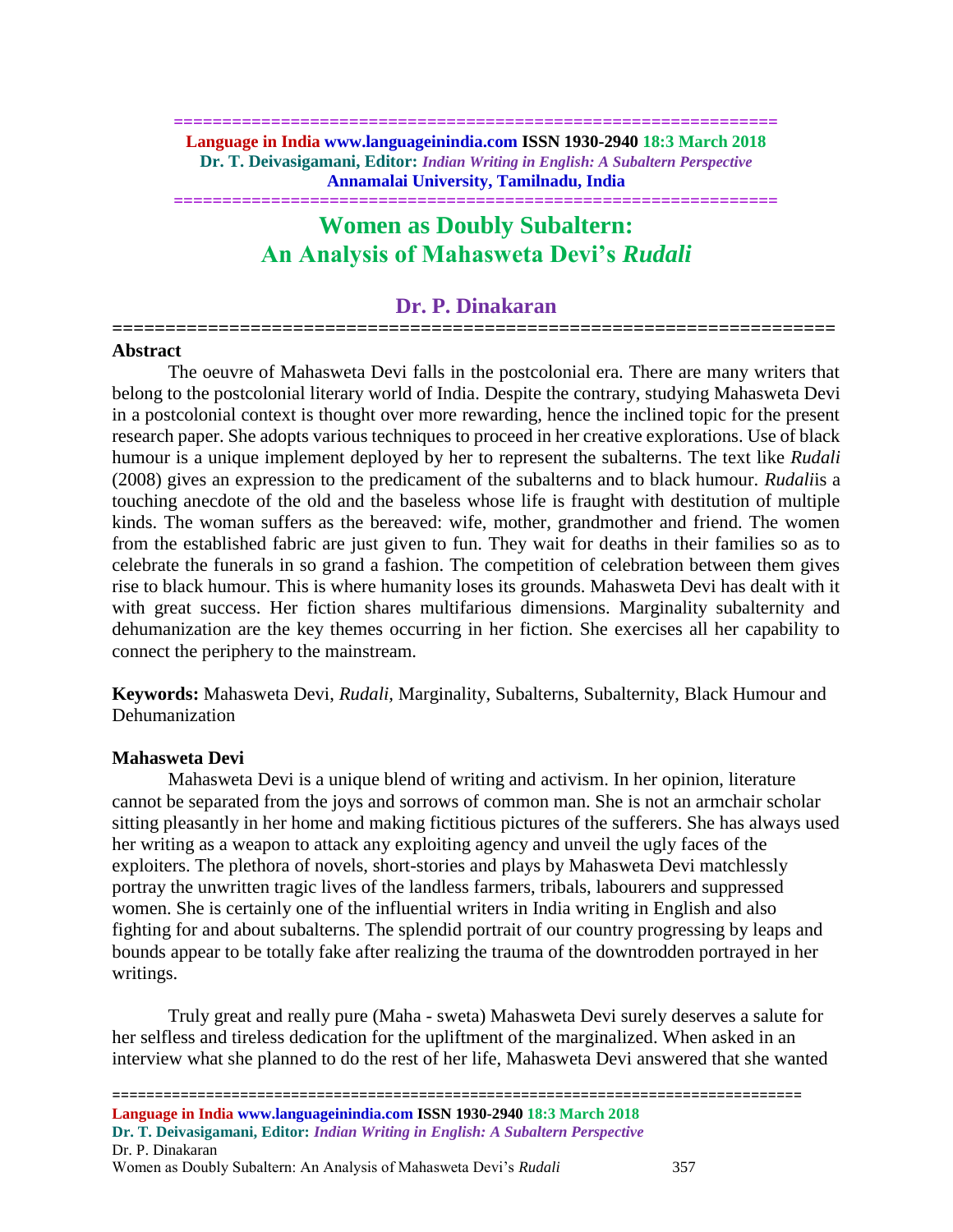# Women as Doubly Subaltern: An Analysis of Mahasweta Devi's *Rudali*

## Dr. P. Dinakaran

### Abstract

The oeuvre of Mahasweta Devi falls in the postcolonial era. There are many writers that belong to the postcolonial literary world of India. Despite the contrary, studying Mahasweta Devi in a postcolonial context is thought over more rewarding, hence the inclined topic for the present research paper. She adopts various techniques to proceed in her creative explorations. Use of black humour is a unique implement deployed by her to represent the subalterns. The text like *Rudali* (2008) gives an expression to the predicament of the subalterns and to black humour. *Rudali*is a touching anecdote of the old and the baseless whose life is fraught with destitution of multiple kinds. The woman suffers as the bereaved: wife, mother, grandmother and friend. The women from the established fabric are just given to fun. They wait for deaths in their families so as to celebrate the funerals in so grand a fashion. The competition of celebration between them gives rise to black humour. This is where humanity loses its grounds. Mahasweta Devi has dealt with it with great success. Her fiction shares multifarious dimensions. Marginality subalternity and dehumanization are the key themes occurring in her fiction. She exercises all her capability to connect the periphery to the mainstream.

**Keywords:** Mahasweta Devi, *Rudali*, Marginality, Subalterns, Subalternity, Black Humour and Dehumanization

### Mahasweta Devi

Mahasweta Devi is a unique blend of writing and activism. In her opinion, literature cannot be separated from the joys and sorrows of common man. She is not an armchair scholar sitting pleasantly in her home and making fictitious pictures of the sufferers. She has always used her writing as a weapon to attack any exploiting agency and unveil the ugly faces of the exploiters. The plethora of novels, short-stories and plays by Mahasweta Devi matchlessly portray the unwritten tragic lives of the landless farmers, tribals, labourers and suppressed women. She is certainly one of the influential writers in India writing in English and also fighting for and about subalterns. The splendid portrait of our country progressing by leaps and bounds appear to be totally fake after realizing the trauma of the downtrodden portrayed in her writings.

Truly great and really pure (Maha - sweta) Mahasweta Devi surely deserves a salute for her selfless and tireless dedication for the upliftment of the marginalized. When asked in an interview what she planned to do the rest of her life, Mahasweta Devi answered that she wanted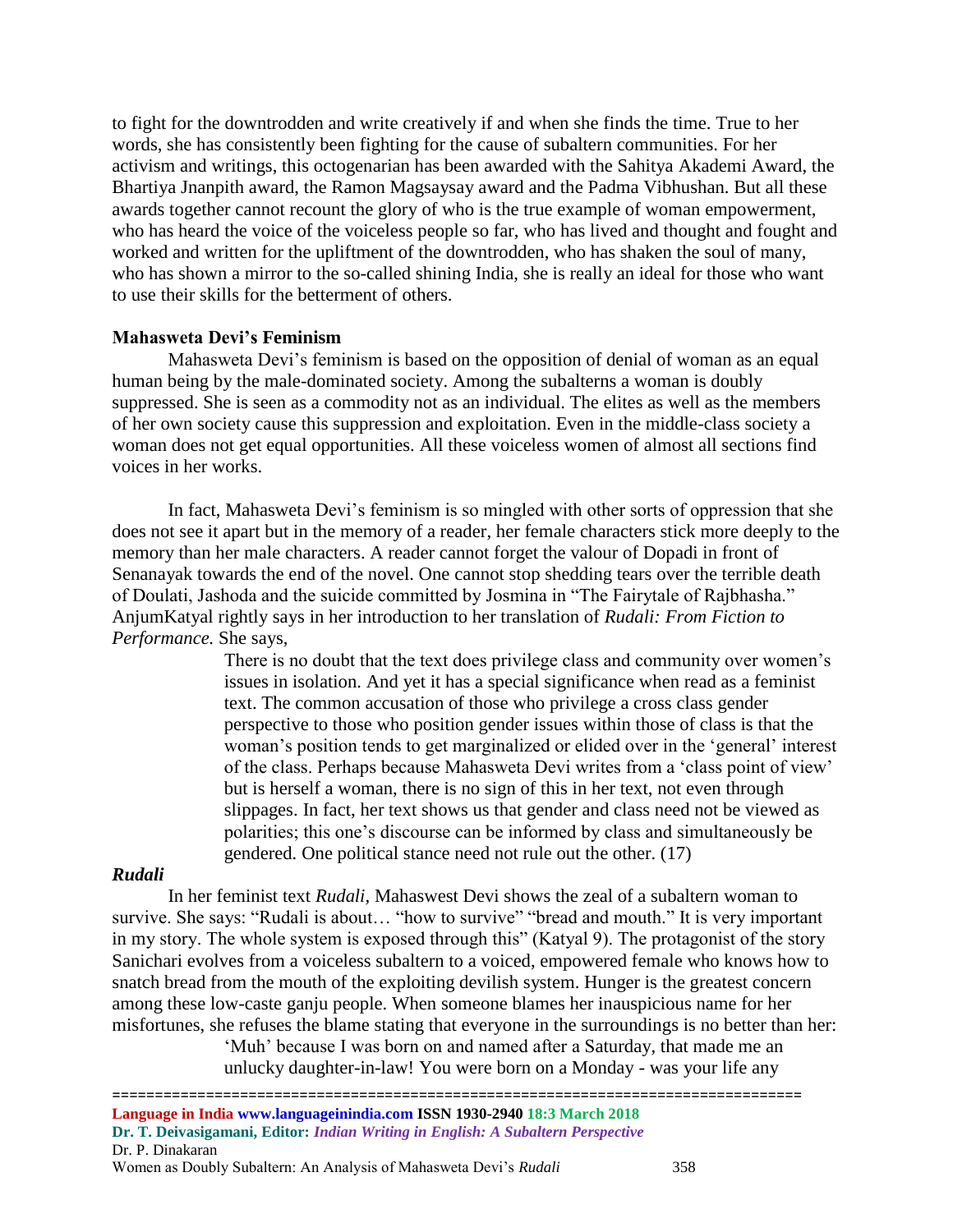to fight for the downtrodden and write creatively if and when she finds the time. True to her words, she has consistently been fighting for the cause of subaltern communities. For her activism and writings, this octogenarian has been awarded with the Sahitya Akademi Award, the Bhartiya Jnanpith award, the Ramon Magsaysay award and the Padma Vibhushan. But all these awards together cannot recount the glory of who is the true example of woman empowerment, who has heard the voice of the voiceless people so far, who has lived and thought and fought and worked and written for the upliftment of the downtrodden, who has shaken the soul of many, who has shown a mirror to the so-called shining India, she is really an ideal for those who want to use their skills for the betterment of others.

## Mahasweta Devi's Feminism

Mahasweta Devi's feminism is based on the opposition of denial of woman as an equal human being by the male-dominated society. Among the subalterns a woman is doubly suppressed. She is seen as a commodity not as an individual. The elites as well as the members of her own society cause this suppression and exploitation. Even in the middle-class society a woman does not get equal opportunities. All these voiceless women of almost all sections find voices in her works.

In fact, Mahasweta Devi's feminism is so mingled with other sorts of oppression that she does not see it apart but in the memory of a reader, her female characters stick more deeply to the memory than her male characters. A reader cannot forget the valour of Dopadi in front of Senanayak towards the end of the novel. One cannot stop shedding tears over the terrible death of Doulati, Jashoda and the suicide committed by Josmina in "The Fairytale of Rajbhasha." AnjumKatyal rightly says in her introduction to her translation of *Rudali: From Fiction to Performance.* She says,

> There is no doubt that the text does privilege class and community over women's issues in isolation. And yet it has a special significance when read as a feminist text. The common accusation of those who privilege a cross class gender perspective to those who position gender issues within those of class is that the woman's position tends to get marginalized or elided over in the 'general' interest of the class. Perhaps because Mahasweta Devi writes from a 'class point of view' but is herself a woman, there is no sign of this in her text, not even through slippages. In fact, her text shows us that gender and class need not be viewed as polarities; this one's discourse can be informed by class and simultaneously be gendered. One political stance need not rule out the other. (17)

### *Rudali*

In her feminist text *Rudali*, Mahaswest Devi shows the zeal of a subaltern woman to survive. She says: "Rudali is about… "how to survive" "bread and mouth." It is very important in my story. The whole system is exposed through this" (Katyal 9). The protagonist of the story Sanichari evolves from a voiceless subaltern to a voiced, empowered female who knows how to snatch bread from the mouth of the exploiting devilish system. Hunger is the greatest concern among these low-caste ganju people. When someone blames her inauspicious name for her misfortunes, she refuses the blame stating that everyone in the surroundings is no better than her:

> 'Muh' because I was born on and named after a Saturday, that made me an unlucky daughter-in-law! You were born on a Monday - was your life any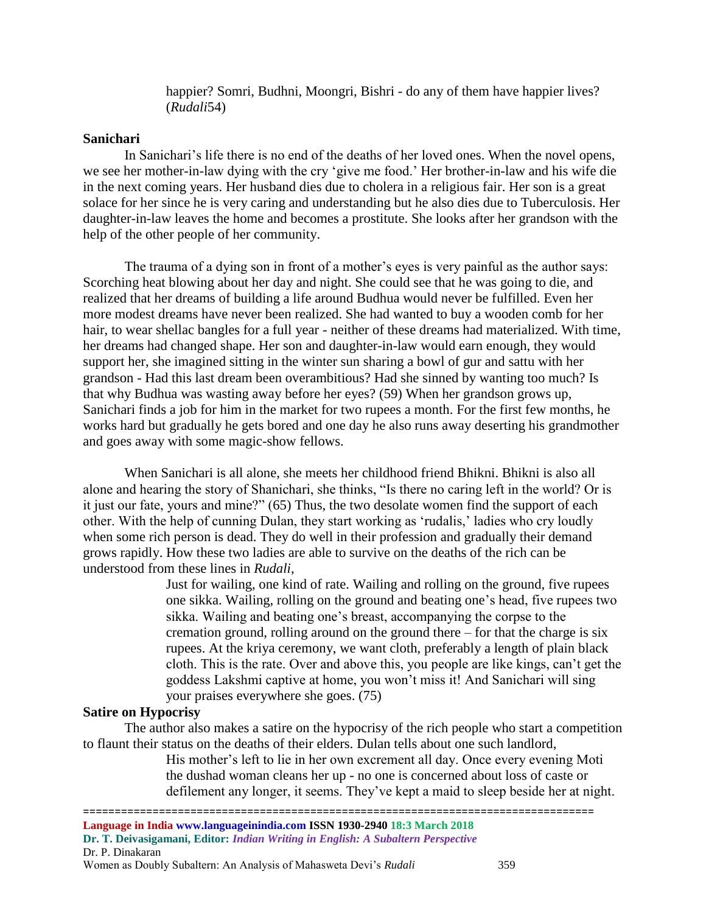> happier? Somri, Budhni, Moongri, Bishri - do any of them have happier lives? (*Rudali*54)

**Sanichari**

In Sanichari's life there is no end of the deaths of her loved ones. When the novel opens, we see her mother-in-law dying with the cry 'give me food.' Her brother-in-law and his wife die in the next coming years. Her husband dies due to cholera in a religious fair. Her son is a great solace for her since he is very caring and understanding but he also dies due to Tuberculosis. Her daughter-in-law leaves the home and becomes a prostitute. She looks after her grandson with the help of the other people of her community.

The trauma of a dying son in front of a mother's eyes is very painful as the author says: Scorching heat blowing about her day and night. She could see that he was going to die, and realized that her dreams of building a life around Budhua would never be fulfilled. Even her more modest dreams have never been realized. She had wanted to buy a wooden comb for her hair, to wear shellac bangles for a full year - neither of these dreams had materialized. With time, her dreams had changed shape. Her son and daughter-in-law would earn enough, they would support her, she imagined sitting in the winter sun sharing a bowl of gur and sattu with her grandson - Had this last dream been overambitious? Had she sinned by wanting too much? Is that why Budhua was wasting away before her eyes? (59) When her grandson grows up, Sanichari finds a job for him in the market for two rupees a month. For the first few months, he works hard but gradually he gets bored and one day he also runs away deserting his grandmother and goes away with some magic-show fellows.

When Sanichari is all alone, she meets her childhood friend Bhikni. Bhikni is also all alone and hearing the story of Shanichari, she thinks, "Is there no caring left in the world? Or is it just our fate, yours and mine?" (65) Thus, the two desolate women find the support of each other. With the help of cunning Dulan, they start working as 'rudalis,' ladies who cry loudly when some rich person is dead. They do well in their profession and gradually their demand grows rapidly. How these two ladies are able to survive on the deaths of the rich can be understood from these lines in *Rudali*,

> Just for wailing, one kind of rate. Wailing and rolling on the ground, five rupees one sikka. Wailing, rolling on the ground and beating one's head, five rupees two sikka. Wailing and beating one's breast, accompanying the corpse to the cremation ground, rolling around on the ground there – for that the charge is six rupees. At the kriya ceremony, we want cloth, preferably a length of plain black cloth. This is the rate. Over and above this, you people are like kings, can't get the goddess Lakshmi captive at home, you won't miss it! And Sanichari will sing your praises everywhere she goes. (75)

**Satire on Hypocrisy**

The author also makes a satire on the hypocrisy of the rich people who start a competition to flaunt their status on the deaths of their elders. Dulan tells about one such landlord,

> His mother's left to lie in her own excrement all day. Once every evening Moti the dushad woman cleans her up - no one is concerned about loss of caste or defilement any longer, it seems. They've kept a maid to sleep beside her at night.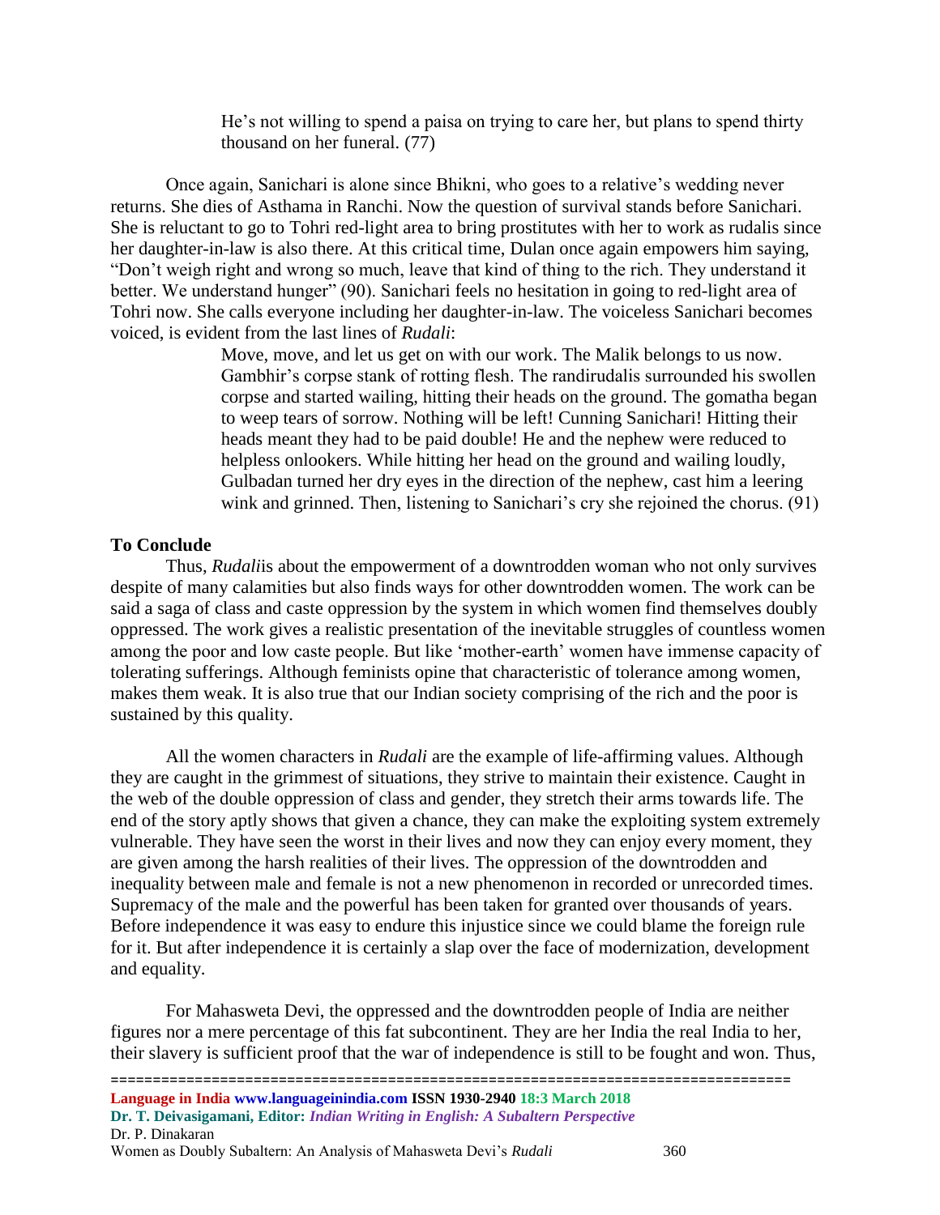> He's not willing to spend a paisa on trying to care her, but plans to spend thirty thousand on her funeral. (77)

Once again, Sanichari is alone since Bhikni, who goes to a relative's wedding never returns. She dies of Asthama in Ranchi. Now the question of survival stands before Sanichari. She is reluctant to go to Tohri red-light area to bring prostitutes with her to work as rudalis since her daughter-in-law is also there. At this critical time, Dulan once again empowers him saying, "Don't weigh right and wrong so much, leave that kind of thing to the rich. They understand it better. We understand hunger" (90). Sanichari feels no hesitation in going to red-light area of Tohri now. She calls everyone including her daughter-in-law. The voiceless Sanichari becomes voiced, is evident from the last lines of *Rudali*:

> Move, move, and let us get on with our work. The Malik belongs to us now. Gambhir's corpse stank of rotting flesh. The randirudalis surrounded his swollen corpse and started wailing, hitting their heads on the ground. The gomatha began to weep tears of sorrow. Nothing will be left! Cunning Sanichari! Hitting their heads meant they had to be paid double! He and the nephew were reduced to helpless onlookers. While hitting her head on the ground and wailing loudly, Gulbadan turned her dry eyes in the direction of the nephew, cast him a leering wink and grinned. Then, listening to Sanichari's cry she rejoined the chorus. (91)

**To Conclude**

Thus, *Rudali*is about the empowerment of a downtrodden woman who not only survives despite of many calamities but also finds ways for other downtrodden women. The work can be said a saga of class and caste oppression by the system in which women find themselves doubly oppressed. The work gives a realistic presentation of the inevitable struggles of countless women among the poor and low caste people. But like 'mother-earth' women have immense capacity of tolerating sufferings. Although feminists opine that characteristic of tolerance among women, makes them weak. It is also true that our Indian society comprising of the rich and the poor is sustained by this quality.

All the women characters in *Rudali* are the example of life-affirming values. Although they are caught in the grimmest of situations, they strive to maintain their existence. Caught in the web of the double oppression of class and gender, they stretch their arms towards life. The end of the story aptly shows that given a chance, they can make the exploiting system extremely vulnerable. They have seen the worst in their lives and now they can enjoy every moment, they are given among the harsh realities of their lives. The oppression of the downtrodden and inequality between male and female is not a new phenomenon in recorded or unrecorded times. Supremacy of the male and the powerful has been taken for granted over thousands of years. Before independence it was easy to endure this injustice since we could blame the foreign rule for it. But after independence it is certainly a slap over the face of modernization, development and equality.

For Mahasweta Devi, the oppressed and the downtrodden people of India are neither figures nor a mere percentage of this fat subcontinent. They are her India the real India to her, their slavery is sufficient proof that the war of independence is still to be fought and won. Thus,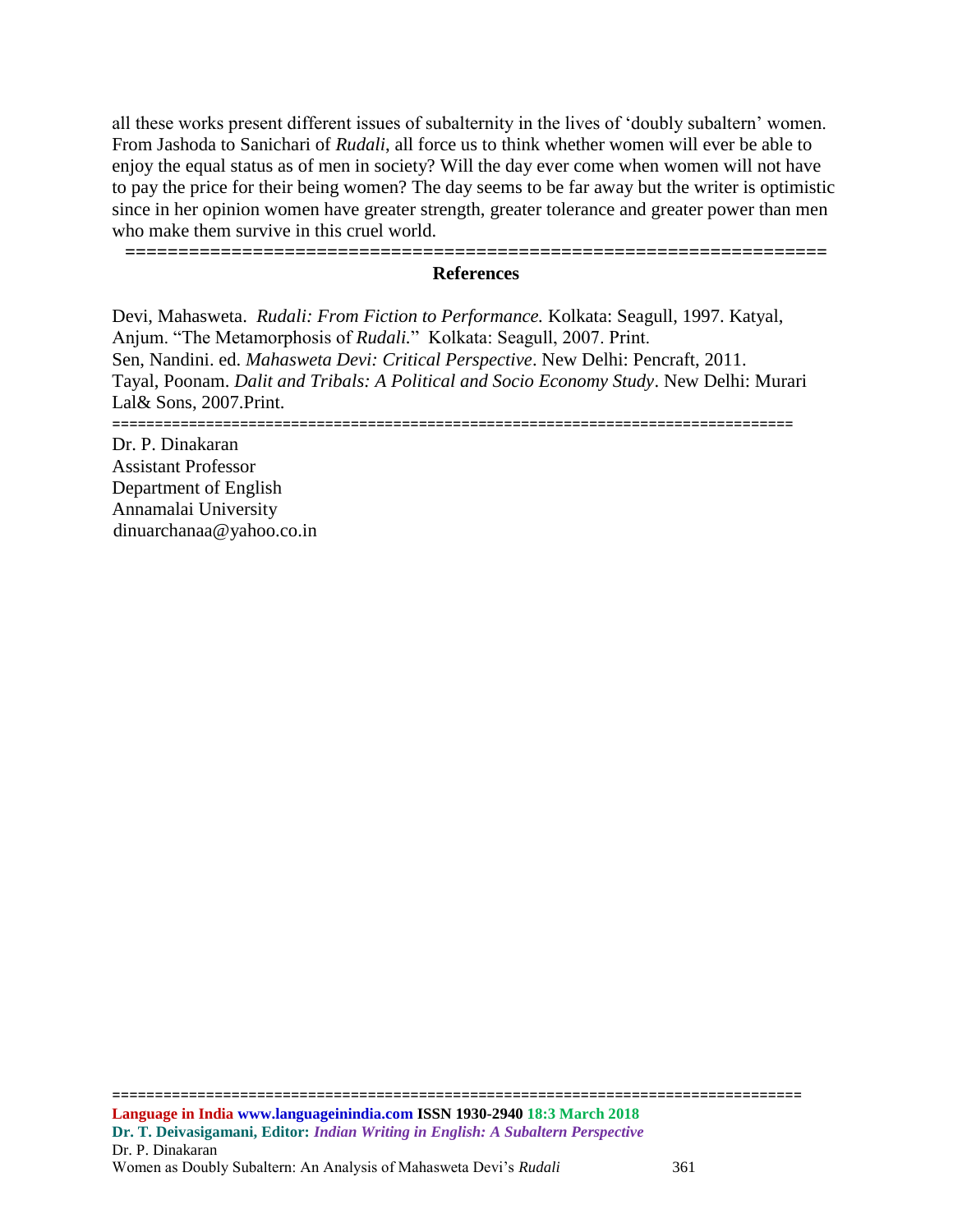all these works present different issues of subalternity in the lives of 'doubly subaltern' women. From Jashoda to Sanichari of *Rudali*, all force us to think whether women will ever be able to enjoy the equal status as of men in society? Will the day ever come when women will not have to pay the price for their being women? The day seems to be far away but the writer is optimistic since in her opinion women have greater strength, greater tolerance and greater power than men who make them survive in this cruel world.

=================================================================

## References

Devi, Mahasweta. *Rudali: From Fiction to Performance.* Kolkata: Seagull, 1997. Katyal, Anjum. "The Metamorphosis of *Rudali.*" Kolkata: Seagull, 2007. Print.

Sen, Nandini. ed. *Mahasweta Devi: Critical Perspective*. New Delhi: Pencraft, 2011.

Tayal, Poonam. *Dalit and Tribals: A Political and Socio Economy Study*. New Delhi: Murari Lal& Sons, 2007.Print.

=================================================================

Dr. P. Dinakaran
Assistant Professor
Department of English
Annamalai University
dinuarchanaa@yahoo.co.in